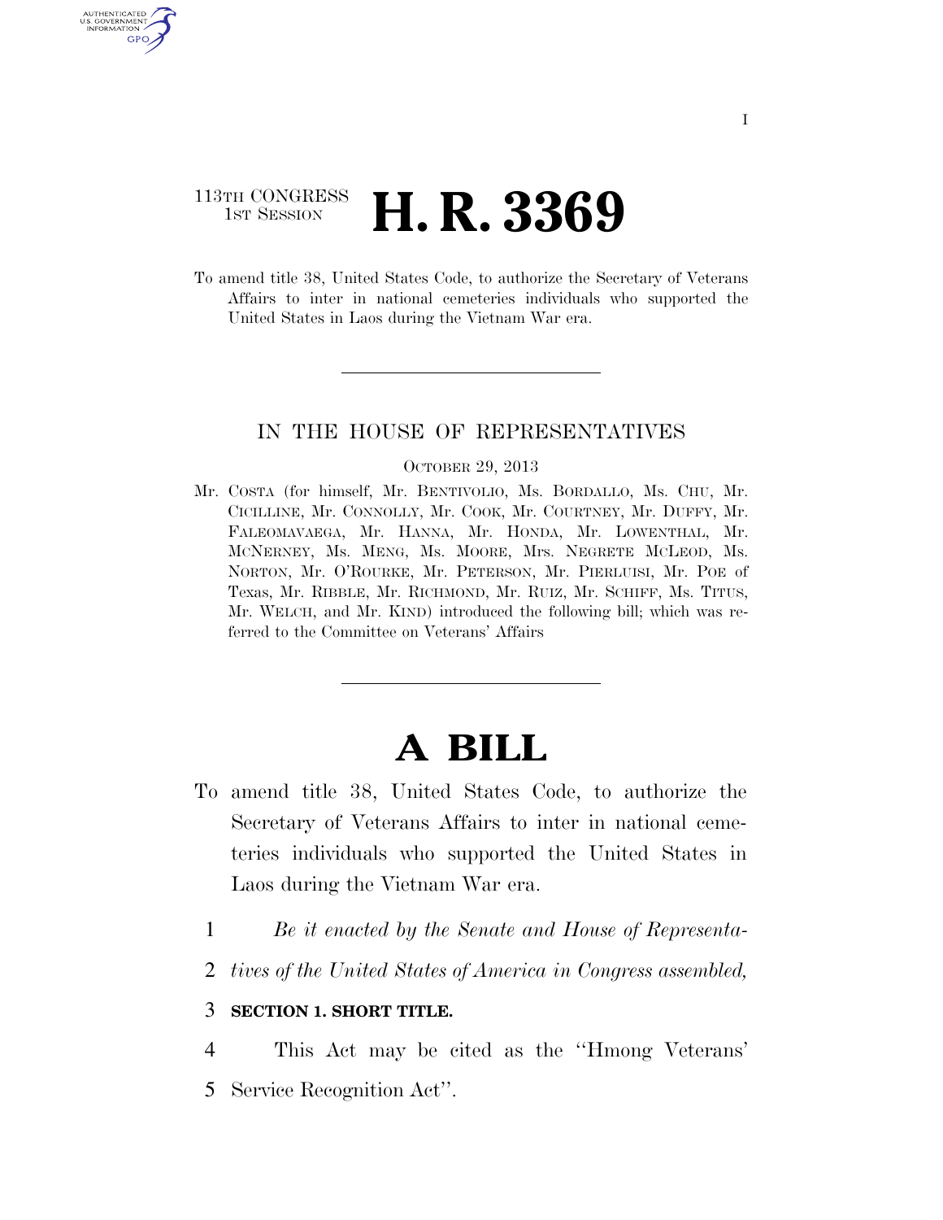113TH CONGRESS
1ST SESSION

# H. R. 3369

To amend title 38, United States Code, to authorize the Secretary of Veterans Affairs to inter in national cemeteries individuals who supported the United States in Laos during the Vietnam War era.

IN THE HOUSE OF REPRESENTATIVES

OCTOBER 29, 2013

Mr. COSTA (for himself, Mr. BENTIVOLIO, Ms. BORDALLO, Ms. CHU, Mr. CICILLINE, Mr. CONNOLLY, Mr. COOK, Mr. COURTNEY, Mr. DUFFY, Mr. FALEOMAVAEGA, Mr. HANNA, Mr. HONDA, Mr. LOWENTHAL, Mr. MCNERNEY, Ms. MENG, Ms. MOORE, Mrs. NEGRETE MCLEOD, Ms. NORTON, Mr. O'ROURKE, Mr. PETERSON, Mr. PIERLUISI, Mr. POE of Texas, Mr. RIBBLE, Mr. RICHMOND, Mr. RUIZ, Mr. SCHIFF, Ms. TITUS, Mr. WELCH, and Mr. KIND) introduced the following bill; which was referred to the Committee on Veterans' Affairs

# A BILL

To amend title 38, United States Code, to authorize the Secretary of Veterans Affairs to inter in national cemeteries individuals who supported the United States in Laos during the Vietnam War era.

1 *Be it enacted by the Senate and House of Representa-*
2 *tives of the United States of America in Congress assembled,*

3 **SECTION 1. SHORT TITLE.**

4 This Act may be cited as the ''Hmong Veterans'
5 Service Recognition Act''.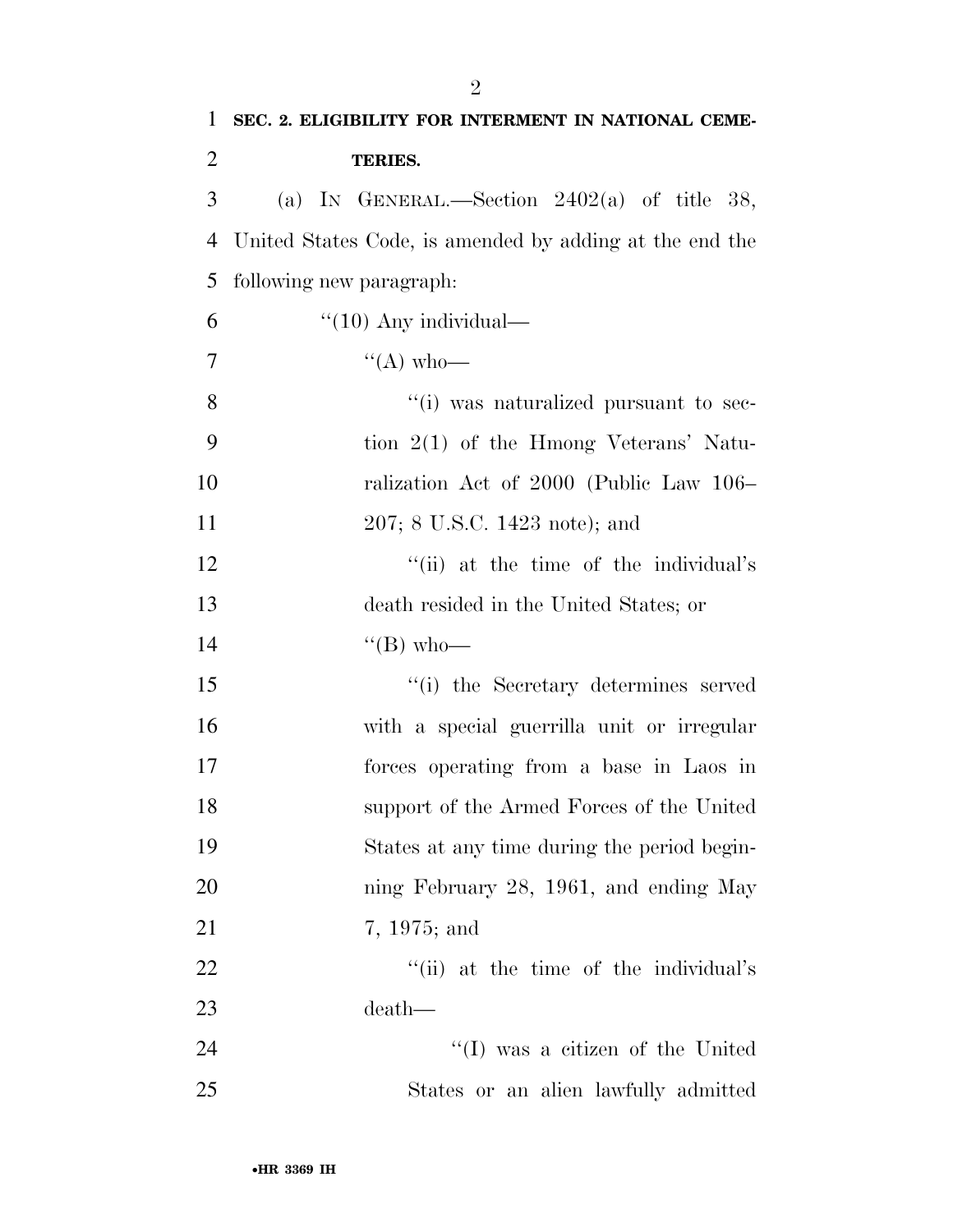**SEC. 2. ELIGIBILITY FOR INTERMENT IN NATIONAL CEMETERIES.**

(a) IN GENERAL.—Section 2402(a) of title 38, United States Code, is amended by adding at the end the following new paragraph:

"(10) Any individual—

"(A) who—

"(i) was naturalized pursuant to section 2(1) of the Hmong Veterans' Naturalization Act of 2000 (Public Law 106–207; 8 U.S.C. 1423 note); and

"(ii) at the time of the individual's death resided in the United States; or

"(B) who—

"(i) the Secretary determines served with a special guerrilla unit or irregular forces operating from a base in Laos in support of the Armed Forces of the United States at any time during the period beginning February 28, 1961, and ending May 7, 1975; and

"(ii) at the time of the individual's death—

"(I) was a citizen of the United States or an alien lawfully admitted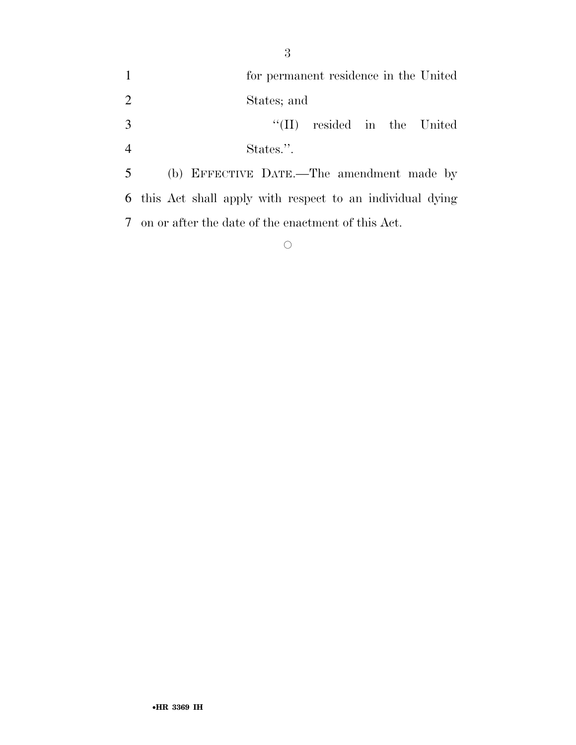for permanent residence in the United States; and

"(II) resided in the United States.".

(b) EFFECTIVE DATE.—The amendment made by this Act shall apply with respect to an individual dying on or after the date of the enactment of this Act.